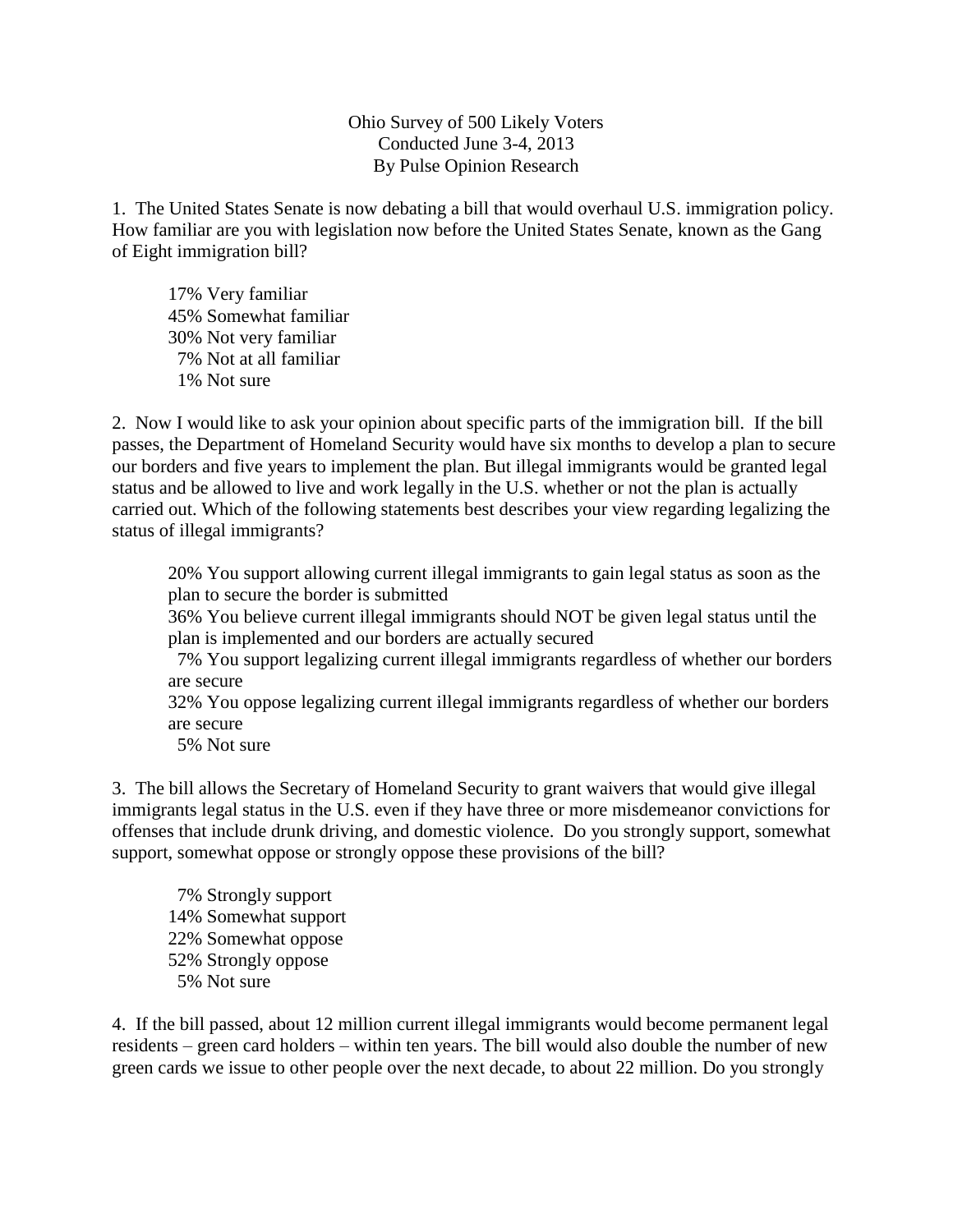Ohio Survey of 500 Likely Voters
Conducted June 3-4, 2013
By Pulse Opinion Research

1. The United States Senate is now debating a bill that would overhaul U.S. immigration policy. How familiar are you with legislation now before the United States Senate, known as the Gang of Eight immigration bill?

17% Very familiar
45% Somewhat familiar
30% Not very familiar
7% Not at all familiar
1% Not sure

2. Now I would like to ask your opinion about specific parts of the immigration bill. If the bill passes, the Department of Homeland Security would have six months to develop a plan to secure our borders and five years to implement the plan. But illegal immigrants would be granted legal status and be allowed to live and work legally in the U.S. whether or not the plan is actually carried out. Which of the following statements best describes your view regarding legalizing the status of illegal immigrants?

20% You support allowing current illegal immigrants to gain legal status as soon as the plan to secure the border is submitted
36% You believe current illegal immigrants should NOT be given legal status until the plan is implemented and our borders are actually secured
7% You support legalizing current illegal immigrants regardless of whether our borders are secure
32% You oppose legalizing current illegal immigrants regardless of whether our borders are secure
5% Not sure

3. The bill allows the Secretary of Homeland Security to grant waivers that would give illegal immigrants legal status in the U.S. even if they have three or more misdemeanor convictions for offenses that include drunk driving, and domestic violence. Do you strongly support, somewhat support, somewhat oppose or strongly oppose these provisions of the bill?

7% Strongly support
14% Somewhat support
22% Somewhat oppose
52% Strongly oppose
5% Not sure

4. If the bill passed, about 12 million current illegal immigrants would become permanent legal residents – green card holders – within ten years. The bill would also double the number of new green cards we issue to other people over the next decade, to about 22 million. Do you strongly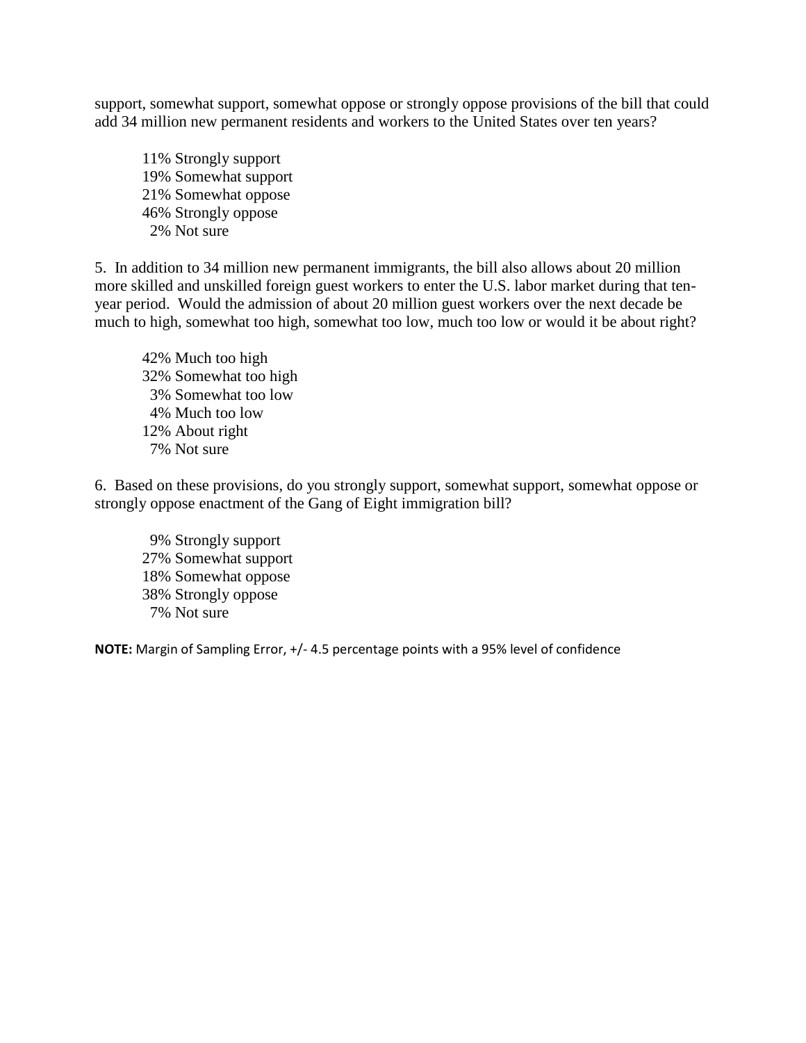support, somewhat support, somewhat oppose or strongly oppose provisions of the bill that could add 34 million new permanent residents and workers to the United States over ten years?

11% Strongly support
19% Somewhat support
21% Somewhat oppose
46% Strongly oppose
2% Not sure

5. In addition to 34 million new permanent immigrants, the bill also allows about 20 million more skilled and unskilled foreign guest workers to enter the U.S. labor market during that ten-year period. Would the admission of about 20 million guest workers over the next decade be much to high, somewhat too high, somewhat too low, much too low or would it be about right?

42% Much too high
32% Somewhat too high
3% Somewhat too low
4% Much too low
12% About right
7% Not sure

6. Based on these provisions, do you strongly support, somewhat support, somewhat oppose or strongly oppose enactment of the Gang of Eight immigration bill?

9% Strongly support
27% Somewhat support
18% Somewhat oppose
38% Strongly oppose
7% Not sure

**NOTE:** Margin of Sampling Error, +/- 4.5 percentage points with a 95% level of confidence